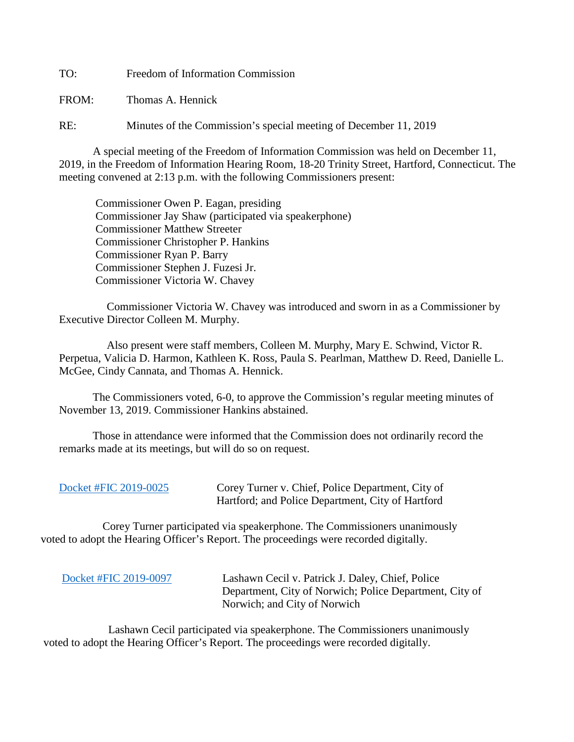TO: Freedom of Information Commission

FROM: Thomas A. Hennick

RE: Minutes of the Commission's special meeting of December 11, 2019

A special meeting of the Freedom of Information Commission was held on December 11, 2019, in the Freedom of Information Hearing Room, 18-20 Trinity Street, Hartford, Connecticut. The meeting convened at 2:13 p.m. with the following Commissioners present:

Commissioner Owen P. Eagan, presiding
Commissioner Jay Shaw (participated via speakerphone)
Commissioner Matthew Streeter
Commissioner Christopher P. Hankins
Commissioner Ryan P. Barry
Commissioner Stephen J. Fuzesi Jr.
Commissioner Victoria W. Chavey

Commissioner Victoria W. Chavey was introduced and sworn in as a Commissioner by Executive Director Colleen M. Murphy.

Also present were staff members, Colleen M. Murphy, Mary E. Schwind, Victor R. Perpetua, Valicia D. Harmon, Kathleen K. Ross, Paula S. Pearlman, Matthew D. Reed, Danielle L. McGee, Cindy Cannata, and Thomas A. Hennick.

The Commissioners voted, 6-0, to approve the Commission's regular meeting minutes of November 13, 2019. Commissioner Hankins abstained.

Those in attendance were informed that the Commission does not ordinarily record the remarks made at its meetings, but will do so on request.

Docket #FIC 2019-0025 — Corey Turner v. Chief, Police Department, City of Hartford; and Police Department, City of Hartford

Corey Turner participated via speakerphone. The Commissioners unanimously voted to adopt the Hearing Officer's Report. The proceedings were recorded digitally.

Docket #FIC 2019-0097 — Lashawn Cecil v. Patrick J. Daley, Chief, Police Department, City of Norwich; Police Department, City of Norwich; and City of Norwich

Lashawn Cecil participated via speakerphone. The Commissioners unanimously voted to adopt the Hearing Officer's Report. The proceedings were recorded digitally.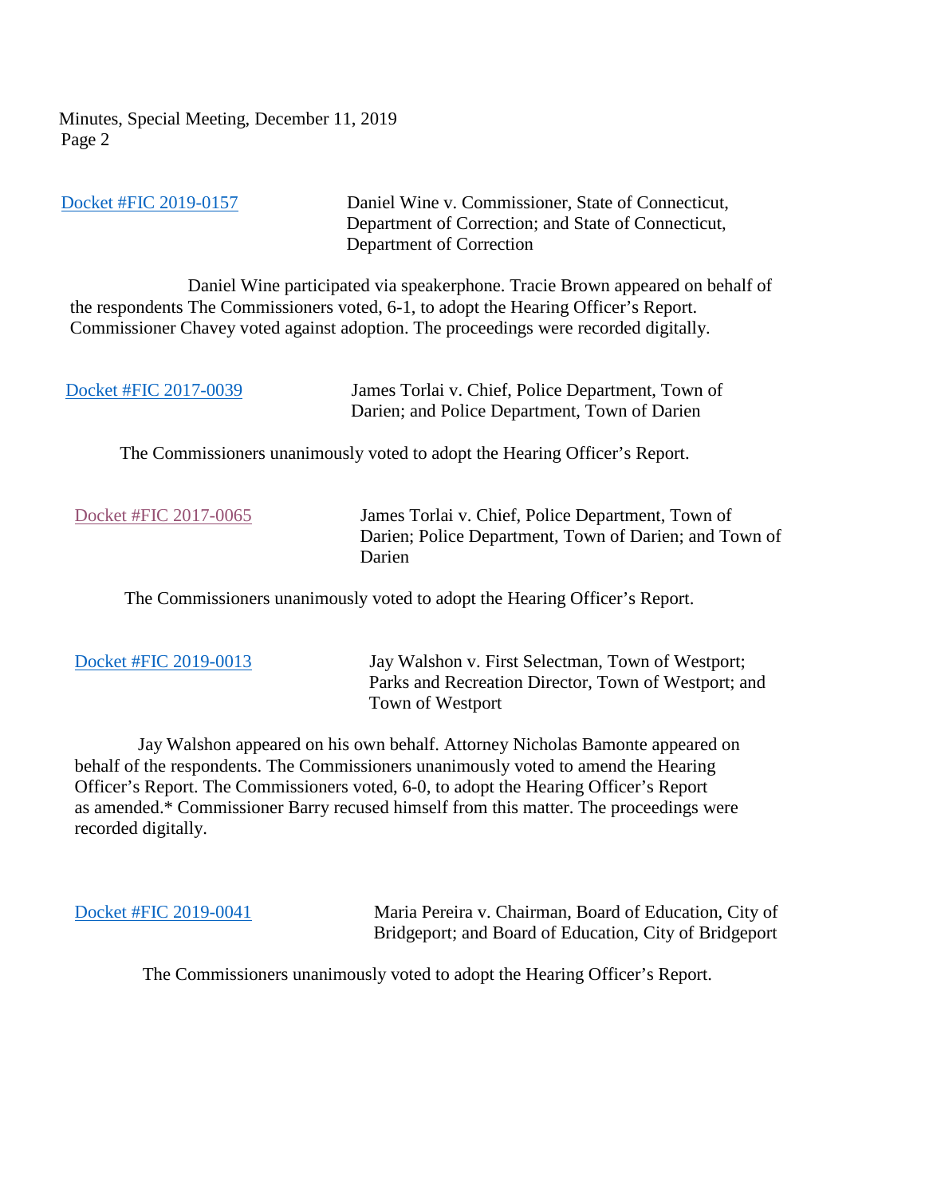Docket #FIC 2019-0157 — Daniel Wine v. Commissioner, State of Connecticut, Department of Correction; and State of Connecticut, Department of Correction

Daniel Wine participated via speakerphone. Tracie Brown appeared on behalf of the respondents The Commissioners voted, 6-1, to adopt the Hearing Officer's Report. Commissioner Chavey voted against adoption. The proceedings were recorded digitally.

Docket #FIC 2017-0039 — James Torlai v. Chief, Police Department, Town of Darien; and Police Department, Town of Darien

The Commissioners unanimously voted to adopt the Hearing Officer's Report.

Docket #FIC 2017-0065 — James Torlai v. Chief, Police Department, Town of Darien; Police Department, Town of Darien; and Town of Darien

The Commissioners unanimously voted to adopt the Hearing Officer's Report.

Docket #FIC 2019-0013 — Jay Walshon v. First Selectman, Town of Westport; Parks and Recreation Director, Town of Westport; and Town of Westport

Jay Walshon appeared on his own behalf. Attorney Nicholas Bamonte appeared on behalf of the respondents. The Commissioners unanimously voted to amend the Hearing Officer's Report. The Commissioners voted, 6-0, to adopt the Hearing Officer's Report as amended.* Commissioner Barry recused himself from this matter. The proceedings were recorded digitally.

Docket #FIC 2019-0041 — Maria Pereira v. Chairman, Board of Education, City of Bridgeport; and Board of Education, City of Bridgeport

The Commissioners unanimously voted to adopt the Hearing Officer's Report.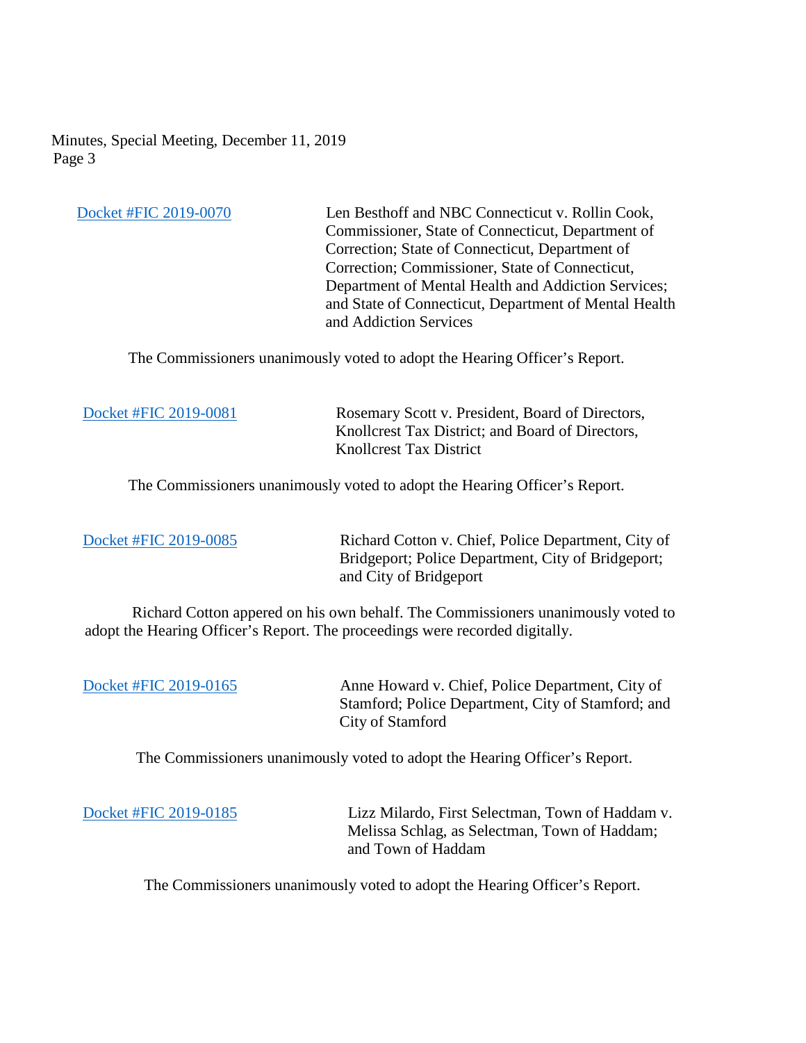Docket #FIC 2019-0070 — Len Besthoff and NBC Connecticut v. Rollin Cook, Commissioner, State of Connecticut, Department of Correction; State of Connecticut, Department of Correction; Commissioner, State of Connecticut, Department of Mental Health and Addiction Services; and State of Connecticut, Department of Mental Health and Addiction Services

The Commissioners unanimously voted to adopt the Hearing Officer's Report.

Docket #FIC 2019-0081 — Rosemary Scott v. President, Board of Directors, Knollcrest Tax District; and Board of Directors, Knollcrest Tax District

The Commissioners unanimously voted to adopt the Hearing Officer's Report.

Docket #FIC 2019-0085 — Richard Cotton v. Chief, Police Department, City of Bridgeport; Police Department, City of Bridgeport; and City of Bridgeport

Richard Cotton appered on his own behalf. The Commissioners unanimously voted to adopt the Hearing Officer's Report. The proceedings were recorded digitally.

Docket #FIC 2019-0165 — Anne Howard v. Chief, Police Department, City of Stamford; Police Department, City of Stamford; and City of Stamford

The Commissioners unanimously voted to adopt the Hearing Officer's Report.

Docket #FIC 2019-0185 — Lizz Milardo, First Selectman, Town of Haddam v. Melissa Schlag, as Selectman, Town of Haddam; and Town of Haddam

The Commissioners unanimously voted to adopt the Hearing Officer's Report.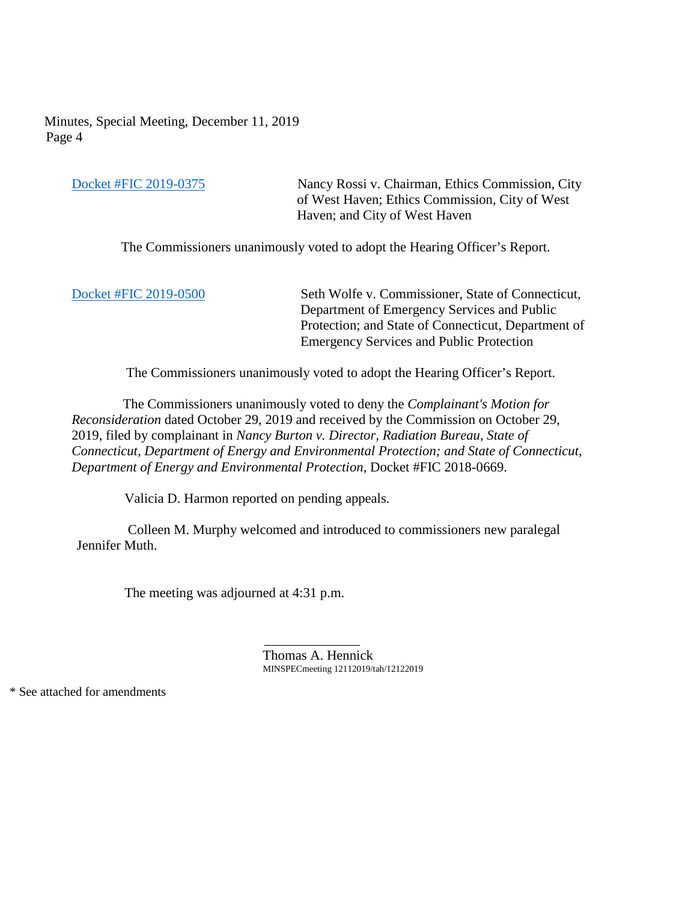Docket #FIC 2019-0375 — Nancy Rossi v. Chairman, Ethics Commission, City of West Haven; Ethics Commission, City of West Haven; and City of West Haven

The Commissioners unanimously voted to adopt the Hearing Officer's Report.

Docket #FIC 2019-0500 — Seth Wolfe v. Commissioner, State of Connecticut, Department of Emergency Services and Public Protection; and State of Connecticut, Department of Emergency Services and Public Protection

The Commissioners unanimously voted to adopt the Hearing Officer's Report.

The Commissioners unanimously voted to deny the *Complainant's Motion for Reconsideration* dated October 29, 2019 and received by the Commission on October 29, 2019, filed by complainant in *Nancy Burton v. Director, Radiation Bureau, State of Connecticut, Department of Energy and Environmental Protection; and State of Connecticut, Department of Energy and Environmental Protection,* Docket #FIC 2018-0669.

Valicia D. Harmon reported on pending appeals.

Colleen M. Murphy welcomed and introduced to commissioners new paralegal Jennifer Muth.

The meeting was adjourned at 4:31 p.m.

______________
Thomas A. Hennick
MINSPECmeeting 12112019/tah/12122019

* See attached for amendments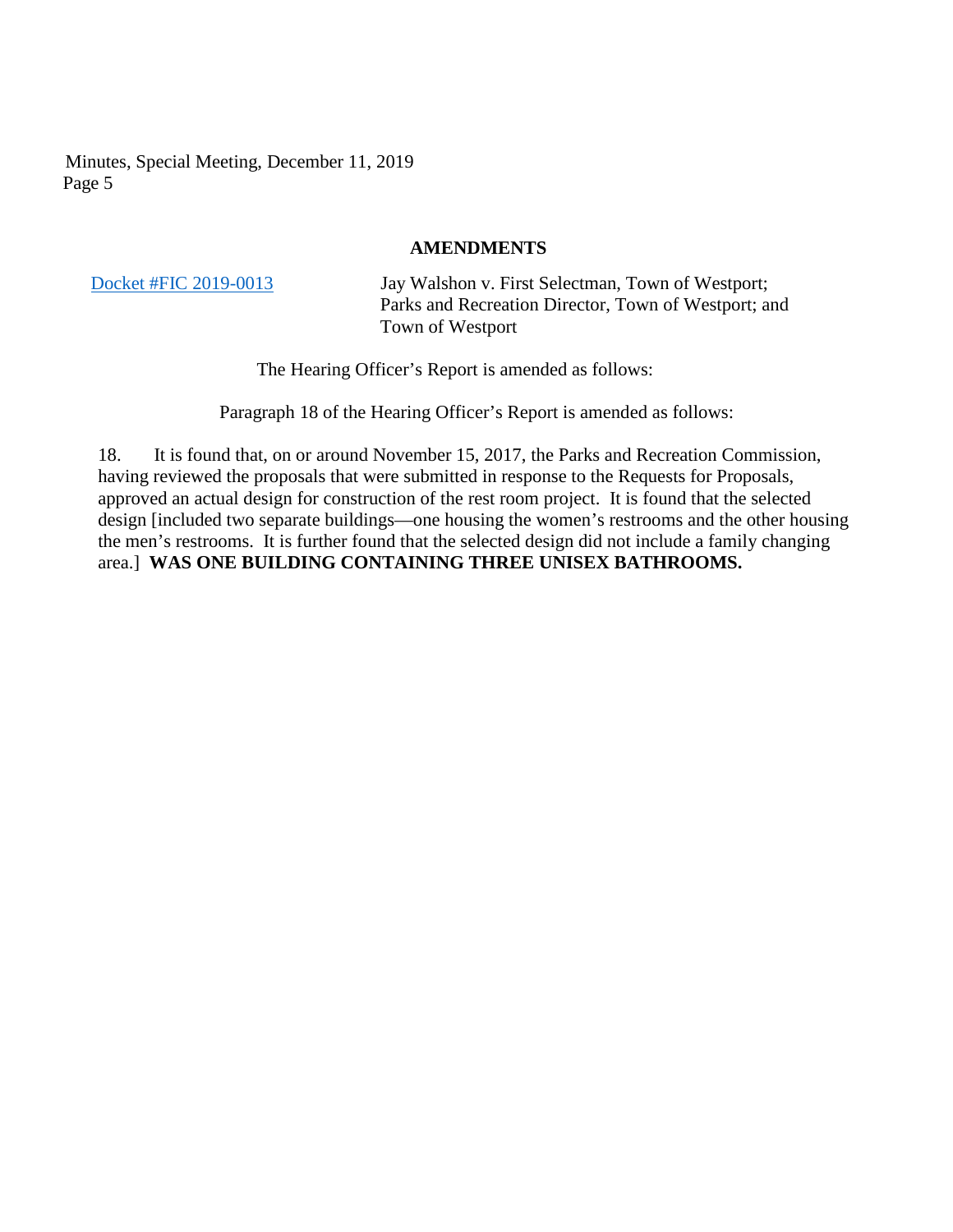Minutes, Special Meeting, December 11, 2019

## AMENDMENTS

Docket #FIC 2019-0013 — Jay Walshon v. First Selectman, Town of Westport; Parks and Recreation Director, Town of Westport; and Town of Westport

The Hearing Officer's Report is amended as follows:

Paragraph 18 of the Hearing Officer's Report is amended as follows:

18. It is found that, on or around November 15, 2017, the Parks and Recreation Commission, having reviewed the proposals that were submitted in response to the Requests for Proposals, approved an actual design for construction of the rest room project. It is found that the selected design [included two separate buildings—one housing the women's restrooms and the other housing the men's restrooms. It is further found that the selected design did not include a family changing area.] **WAS ONE BUILDING CONTAINING THREE UNISEX BATHROOMS.**